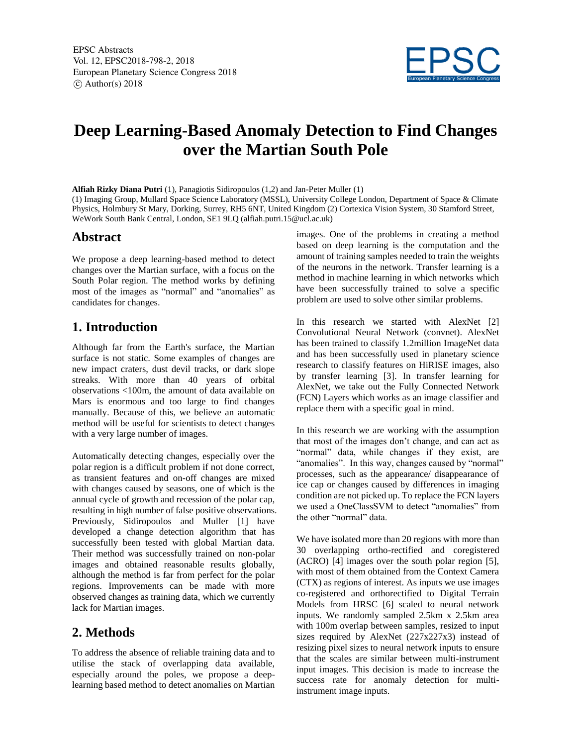# Deep Learning-Based Anomaly Detection to Find Changes over the Martian South Pole

**Alfiah Rizky Diana Putri** (1), Panagiotis Sidiropoulos (1,2) and Jan-Peter Muller (1)

(1) Imaging Group, Mullard Space Science Laboratory (MSSL), University College London, Department of Space & Climate Physics, Holmbury St Mary, Dorking, Surrey, RH5 6NT, United Kingdom (2) Cortexica Vision System, 30 Stamford Street, WeWork South Bank Central, London, SE1 9LQ (alfiah.putri.15@ucl.ac.uk)

## Abstract

We propose a deep learning-based method to detect changes over the Martian surface, with a focus on the South Polar region. The method works by defining most of the images as "normal" and "anomalies" as candidates for changes.

## 1. Introduction

Although far from the Earth's surface, the Martian surface is not static. Some examples of changes are new impact craters, dust devil tracks, or dark slope streaks. With more than 40 years of orbital observations <100m, the amount of data available on Mars is enormous and too large to find changes manually. Because of this, we believe an automatic method will be useful for scientists to detect changes with a very large number of images.

Automatically detecting changes, especially over the polar region is a difficult problem if not done correct, as transient features and on-off changes are mixed with changes caused by seasons, one of which is the annual cycle of growth and recession of the polar cap, resulting in high number of false positive observations. Previously, Sidiropoulos and Muller [1] have developed a change detection algorithm that has successfully been tested with global Martian data. Their method was successfully trained on non-polar images and obtained reasonable results globally, although the method is far from perfect for the polar regions. Improvements can be made with more observed changes as training data, which we currently lack for Martian images.

## 2. Methods

To address the absence of reliable training data and to utilise the stack of overlapping data available, especially around the poles, we propose a deep-learning based method to detect anomalies on Martian images. One of the problems in creating a method based on deep learning is the computation and the amount of training samples needed to train the weights of the neurons in the network. Transfer learning is a method in machine learning in which networks which have been successfully trained to solve a specific problem are used to solve other similar problems.

In this research we started with AlexNet [2] Convolutional Neural Network (convnet). AlexNet has been trained to classify 1.2million ImageNet data and has been successfully used in planetary science research to classify features on HiRISE images, also by transfer learning [3]. In transfer learning for AlexNet, we take out the Fully Connected Network (FCN) Layers which works as an image classifier and replace them with a specific goal in mind.

In this research we are working with the assumption that most of the images don't change, and can act as "normal" data, while changes if they exist, are "anomalies". In this way, changes caused by "normal" processes, such as the appearance/ disappearance of ice cap or changes caused by differences in imaging condition are not picked up. To replace the FCN layers we used a OneClassSVM to detect "anomalies" from the other "normal" data.

We have isolated more than 20 regions with more than 30 overlapping ortho-rectified and coregistered (ACRO) [4] images over the south polar region [5], with most of them obtained from the Context Camera (CTX) as regions of interest. As inputs we use images co-registered and orthorectified to Digital Terrain Models from HRSC [6] scaled to neural network inputs. We randomly sampled 2.5km x 2.5km area with 100m overlap between samples, resized to input sizes required by AlexNet (227x227x3) instead of resizing pixel sizes to neural network inputs to ensure that the scales are similar between multi-instrument input images. This decision is made to increase the success rate for anomaly detection for multi-instrument image inputs.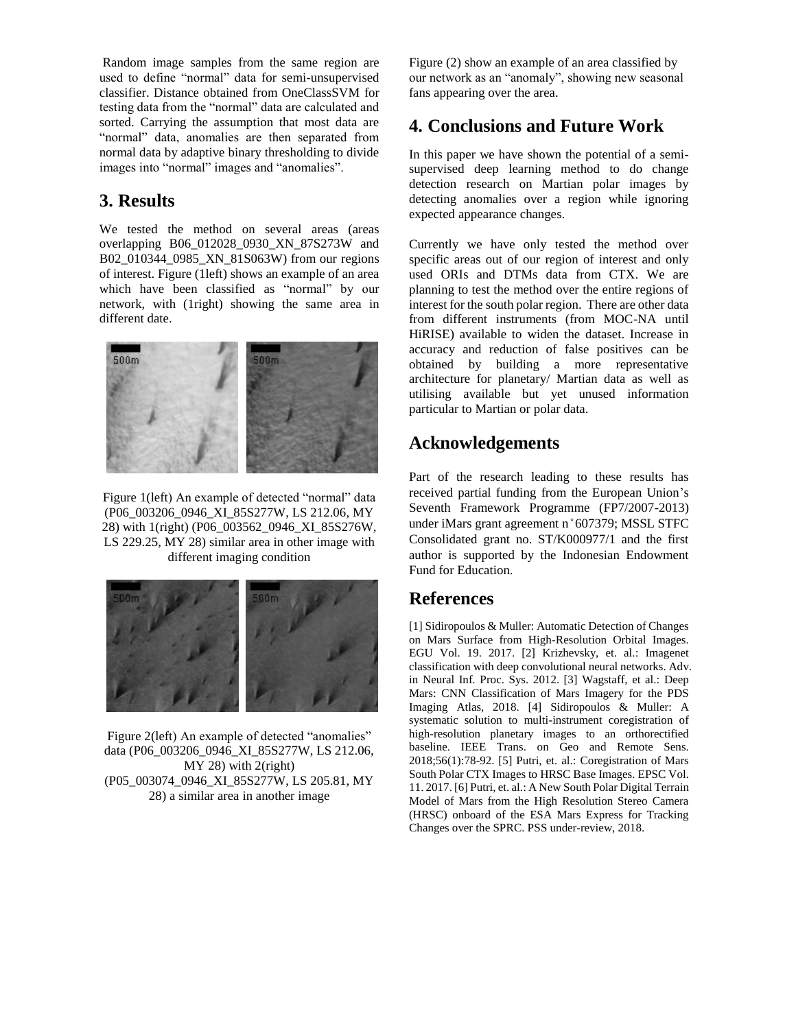Random image samples from the same region are used to define "normal" data for semi-unsupervised classifier. Distance obtained from OneClassSVM for testing data from the "normal" data are calculated and sorted. Carrying the assumption that most data are "normal" data, anomalies are then separated from normal data by adaptive binary thresholding to divide images into "normal" images and "anomalies".

## 3. Results

We tested the method on several areas (areas overlapping B06_012028_0930_XN_87S273W and B02_010344_0985_XN_81S063W) from our regions of interest. Figure (1left) shows an example of an area which have been classified as "normal" by our network, with (1right) showing the same area in different date.

Figure 1(left) An example of detected "normal" data (P06_003206_0946_XI_85S277W, LS 212.06, MY 28) with 1(right) (P06_003562_0946_XI_85S276W, LS 229.25, MY 28) similar area in other image with different imaging condition

Figure 2(left) An example of detected "anomalies" data (P06_003206_0946_XI_85S277W, LS 212.06, MY 28) with 2(right) (P05_003074_0946_XI_85S277W, LS 205.81, MY 28) a similar area in another image

Figure (2) show an example of an area classified by our network as an "anomaly", showing new seasonal fans appearing over the area.

## 4. Conclusions and Future Work

In this paper we have shown the potential of a semi-supervised deep learning method to do change detection research on Martian polar images by detecting anomalies over a region while ignoring expected appearance changes.

Currently we have only tested the method over specific areas out of our region of interest and only used ORIs and DTMs data from CTX. We are planning to test the method over the entire regions of interest for the south polar region. There are other data from different instruments (from MOC-NA until HiRISE) available to widen the dataset. Increase in accuracy and reduction of false positives can be obtained by building a more representative architecture for planetary/ Martian data as well as utilising available but yet unused information particular to Martian or polar data.

## Acknowledgements

Part of the research leading to these results has received partial funding from the European Union's Seventh Framework Programme (FP7/2007-2013) under iMars grant agreement n˚607379; MSSL STFC Consolidated grant no. ST/K000977/1 and the first author is supported by the Indonesian Endowment Fund for Education.

## References

[1] Sidiropoulos & Muller: Automatic Detection of Changes on Mars Surface from High-Resolution Orbital Images. EGU Vol. 19. 2017. [2] Krizhevsky, et. al.: Imagenet classification with deep convolutional neural networks. Adv. in Neural Inf. Proc. Sys. 2012. [3] Wagstaff, et al.: Deep Mars: CNN Classification of Mars Imagery for the PDS Imaging Atlas, 2018. [4] Sidiropoulos & Muller: A systematic solution to multi-instrument coregistration of high-resolution planetary images to an orthorectified baseline. IEEE Trans. on Geo and Remote Sens. 2018;56(1):78-92. [5] Putri, et. al.: Coregistration of Mars South Polar CTX Images to HRSC Base Images. EPSC Vol. 11. 2017. [6] Putri, et. al.: A New South Polar Digital Terrain Model of Mars from the High Resolution Stereo Camera (HRSC) onboard of the ESA Mars Express for Tracking Changes over the SPRC. PSS under-review, 2018.